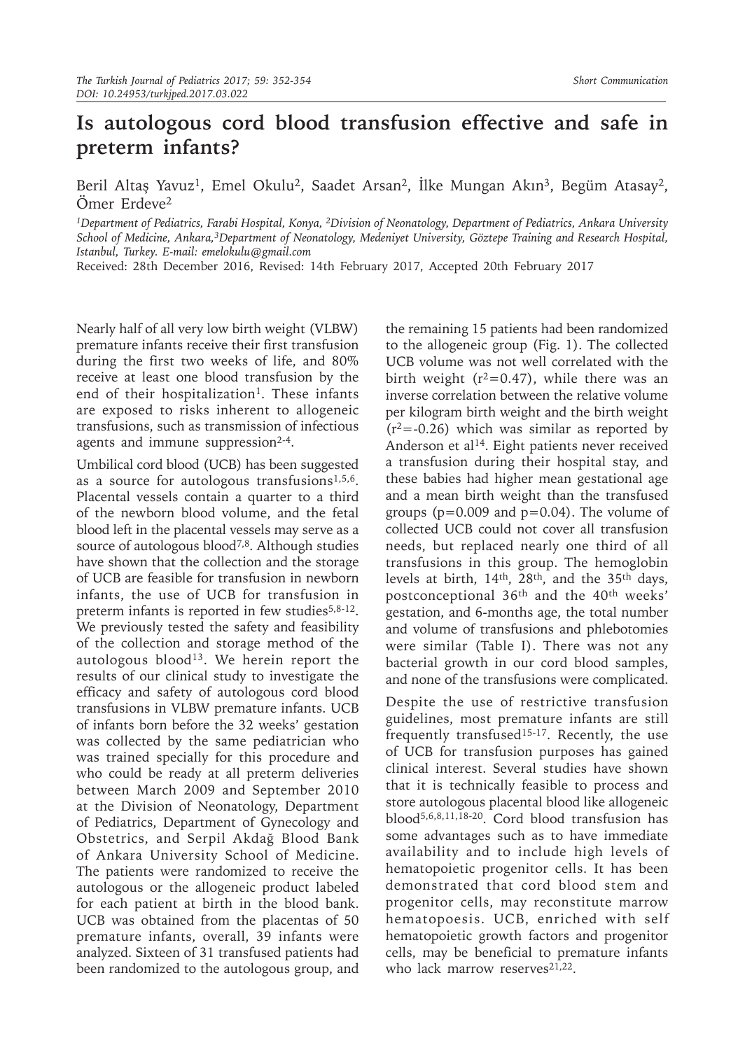*Short Communication*

# Is autologous cord blood transfusion effective and safe in preterm infants?

Beril Altaş Yavuz[1], Emel Okulu[2], Saadet Arsan[2], İlke Mungan Akın[3], Begüm Atasay[2], Ömer Erdeve[2]

[1]Department of Pediatrics, Farabi Hospital, Konya, [2]Division of Neonatology, Department of Pediatrics, Ankara University School of Medicine, Ankara, [3]Department of Neonatology, Medeniyet University, Göztepe Training and Research Hospital, Istanbul, Turkey. E-mail: emelokulu@gmail.com

Received: 28th December 2016, Revised: 14th February 2017, Accepted 20th February 2017

Nearly half of all very low birth weight (VLBW) premature infants receive their first transfusion during the first two weeks of life, and 80% receive at least one blood transfusion by the end of their hospitalization[1]. These infants are exposed to risks inherent to allogeneic transfusions, such as transmission of infectious agents and immune suppression[2-4].

Umbilical cord blood (UCB) has been suggested as a source for autologous transfusions[1,5,6]. Placental vessels contain a quarter to a third of the newborn blood volume, and the fetal blood left in the placental vessels may serve as a source of autologous blood[7,8]. Although studies have shown that the collection and the storage of UCB are feasible for transfusion in newborn infants, the use of UCB for transfusion in preterm infants is reported in few studies[5,8-12]. We previously tested the safety and feasibility of the collection and storage method of the autologous blood[13]. We herein report the results of our clinical study to investigate the efficacy and safety of autologous cord blood transfusions in VLBW premature infants. UCB of infants born before the 32 weeks' gestation was collected by the same pediatrician who was trained specially for this procedure and who could be ready at all preterm deliveries between March 2009 and September 2010 at the Division of Neonatology, Department of Pediatrics, Department of Gynecology and Obstetrics, and Serpil Akdağ Blood Bank of Ankara University School of Medicine. The patients were randomized to receive the autologous or the allogeneic product labeled for each patient at birth in the blood bank. UCB was obtained from the placentas of 50 premature infants, overall, 39 infants were analyzed. Sixteen of 31 transfused patients had been randomized to the autologous group, and the remaining 15 patients had been randomized to the allogeneic group (Fig. 1). The collected UCB volume was not well correlated with the birth weight ($r^2=0.47$), while there was an inverse correlation between the relative volume per kilogram birth weight and the birth weight ($r^2=-0.26$) which was similar as reported by Anderson et al[14]. Eight patients never received a transfusion during their hospital stay, and these babies had higher mean gestational age and a mean birth weight than the transfused groups ($p=0.009$ and $p=0.04$). The volume of collected UCB could not cover all transfusion needs, but replaced nearly one third of all transfusions in this group. The hemoglobin levels at birth, 14th, 28th, and the 35th days, postconceptional 36th and the 40th weeks' gestation, and 6-months age, the total number and volume of transfusions and phlebotomies were similar (Table I). There was not any bacterial growth in our cord blood samples, and none of the transfusions were complicated.

Despite the use of restrictive transfusion guidelines, most premature infants are still frequently transfused[15-17]. Recently, the use of UCB for transfusion purposes has gained clinical interest. Several studies have shown that it is technically feasible to process and store autologous placental blood like allogeneic blood[5,6,8,11,18-20]. Cord blood transfusion has some advantages such as to have immediate availability and to include high levels of hematopoietic progenitor cells. It has been demonstrated that cord blood stem and progenitor cells, may reconstitute marrow hematopoesis. UCB, enriched with self hematopoietic growth factors and progenitor cells, may be beneficial to premature infants who lack marrow reserves[21,22].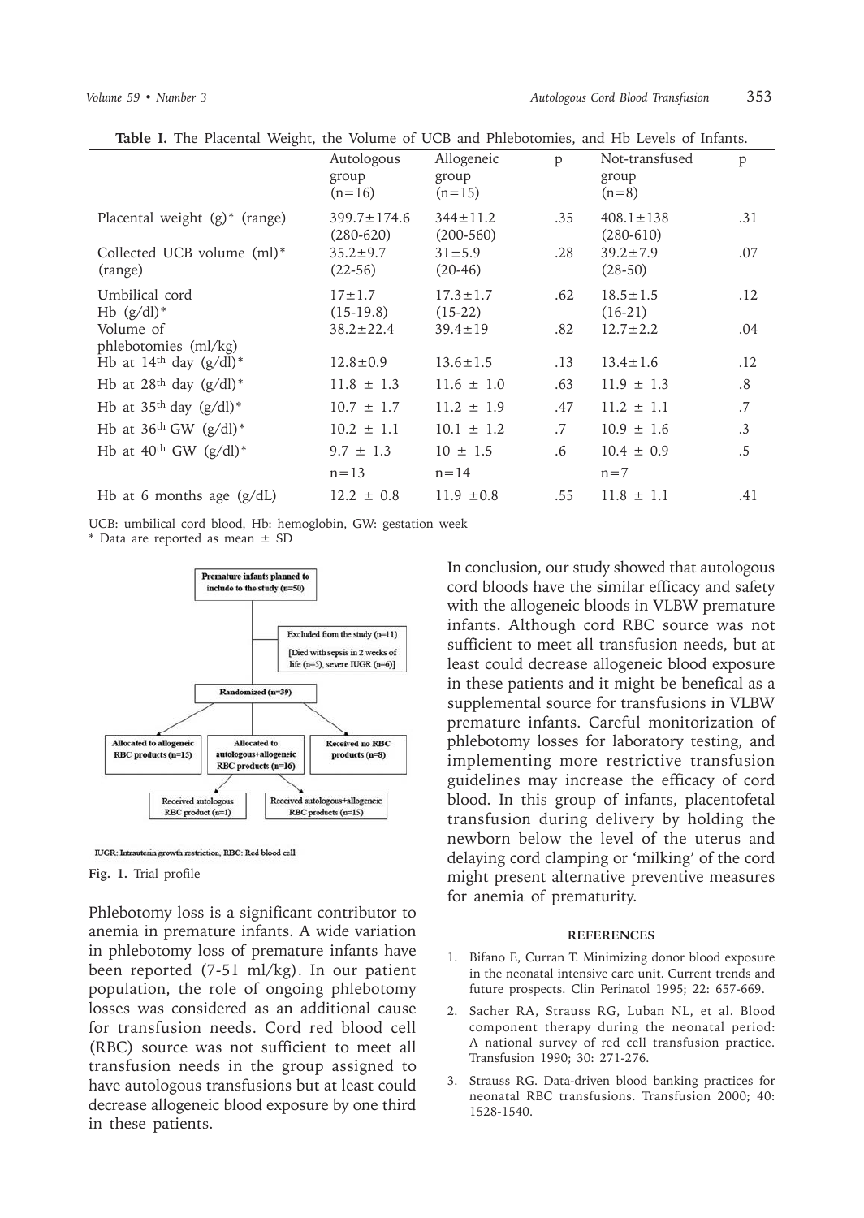**Table I.** The Placental Weight, the Volume of UCB and Phlebotomies, and Hb Levels of Infants.

| | Autologous group (n=16) | Allogeneic group (n=15) | p | Not-transfused group (n=8) | p |
|---|---|---|---|---|---|
| Placental weight (g)* (range) | 399.7±174.6 (280-620) | 344±11.2 (200-560) | .35 | 408.1±138 (280-610) | .31 |
| Collected UCB volume (ml)* (range) | 35.2±9.7 (22-56) | 31±5.9 (20-46) | .28 | 39.2±7.9 (28-50) | .07 |
| Umbilical cord Hb (g/dl)* | 17±1.7 (15-19.8) | 17.3±1.7 (15-22) | .62 | 18.5±1.5 (16-21) | .12 |
| Volume of phlebotomies (ml/kg) | 38.2±22.4 | 39.4±19 | .82 | 12.7±2.2 | .04 |
| Hb at 14th day (g/dl)* | 12.8±0.9 | 13.6±1.5 | .13 | 13.4±1.6 | .12 |
| Hb at 28th day (g/dl)* | 11.8 ± 1.3 | 11.6 ± 1.0 | .63 | 11.9 ± 1.3 | .8 |
| Hb at 35th day (g/dl)* | 10.7 ± 1.7 | 11.2 ± 1.9 | .47 | 11.2 ± 1.1 | .7 |
| Hb at 36th GW (g/dl)* | 10.2 ± 1.1 | 10.1 ± 1.2 | .7 | 10.9 ± 1.6 | .3 |
| Hb at 40th GW (g/dl)* | 9.7 ± 1.3 | 10 ± 1.5 | .6 | 10.4 ± 0.9 | .5 |
| | n=13 | n=14 | | n=7 | |
| Hb at 6 months age (g/dL) | 12.2 ± 0.8 | 11.9 ±0.8 | .55 | 11.8 ± 1.1 | .41 |

UCB: umbilical cord blood, Hb: hemoglobin, GW: gestation week

* Data are reported as mean ± SD

Premature infants planned to include to the study (n=50)

Excluded from the study (n=11) [Died with sepsis in 2 weeks of life (n=5), severe IUGR (n=6)]

Randomized (n=39)

Allocated to allogeneic RBC products (n=15) | Allocated to autologous+allogeneic RBC products (n=16) | Received no RBC products (n=8)

Received autologous RBC product (n=1) | Received autologous+allogeneic RBC products (n=15)

IUGR: Intrauterin growth restriction, RBC: Red blood cell

**Fig. 1.** Trial profile

Phlebotomy loss is a significant contributor to anemia in premature infants. A wide variation in phlebotomy loss of premature infants have been reported (7-51 ml/kg). In our patient population, the role of ongoing phlebotomy losses was considered as an additional cause for transfusion needs. Cord red blood cell (RBC) source was not sufficient to meet all transfusion needs in the group assigned to have autologous transfusions but at least could decrease allogeneic blood exposure by one third in these patients.

In conclusion, our study showed that autologous cord bloods have the similar efficacy and safety with the allogeneic bloods in VLBW premature infants. Although cord RBC source was not sufficient to meet all transfusion needs, but at least could decrease allogeneic blood exposure in these patients and it might be benefical as a supplemental source for transfusions in VLBW premature infants. Careful monitorization of phlebotomy losses for laboratory testing, and implementing more restrictive transfusion guidelines may increase the efficacy of cord blood. In this group of infants, placentofetal transfusion during delivery by holding the newborn below the level of the uterus and delaying cord clamping or 'milking' of the cord might present alternative preventive measures for anemia of prematurity.

#### REFERENCES

1. Bifano E, Curran T. Minimizing donor blood exposure in the neonatal intensive care unit. Current trends and future prospects. Clin Perinatol 1995; 22: 657-669.
2. Sacher RA, Strauss RG, Luban NL, et al. Blood component therapy during the neonatal period: A national survey of red cell transfusion practice. Transfusion 1990; 30: 271-276.
3. Strauss RG. Data-driven blood banking practices for neonatal RBC transfusions. Transfusion 2000; 40: 1528-1540.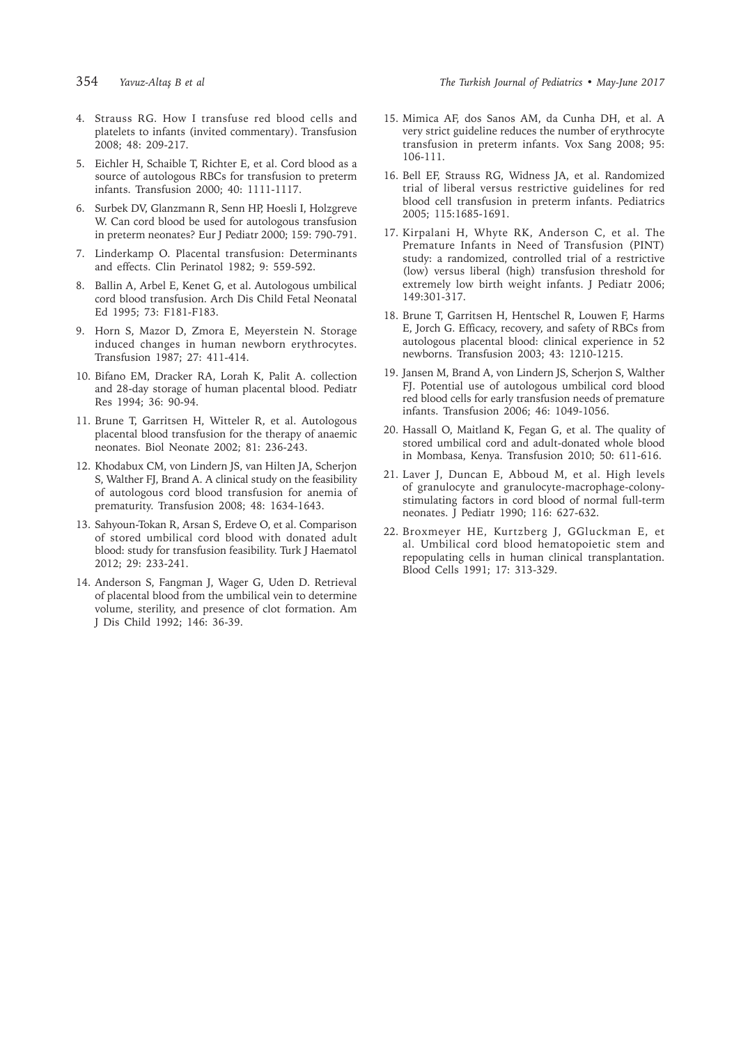4. Strauss RG. How I transfuse red blood cells and platelets to infants (invited commentary). Transfusion 2008; 48: 209-217.
5. Eichler H, Schaible T, Richter E, et al. Cord blood as a source of autologous RBCs for transfusion to preterm infants. Transfusion 2000; 40: 1111-1117.
6. Surbek DV, Glanzmann R, Senn HP, Hoesli I, Holzgreve W. Can cord blood be used for autologous transfusion in preterm neonates? Eur J Pediatr 2000; 159: 790-791.
7. Linderkamp O. Placental transfusion: Determinants and effects. Clin Perinatol 1982; 9: 559-592.
8. Ballin A, Arbel E, Kenet G, et al. Autologous umbilical cord blood transfusion. Arch Dis Child Fetal Neonatal Ed 1995; 73: F181-F183.
9. Horn S, Mazor D, Zmora E, Meyerstein N. Storage induced changes in human newborn erythrocytes. Transfusion 1987; 27: 411-414.
10. Bifano EM, Dracker RA, Lorah K, Palit A. collection and 28-day storage of human placental blood. Pediatr Res 1994; 36: 90-94.
11. Brune T, Garritsen H, Witteler R, et al. Autologous placental blood transfusion for the therapy of anaemic neonates. Biol Neonate 2002; 81: 236-243.
12. Khodabux CM, von Lindern JS, van Hilten JA, Scherjon S, Walther FJ, Brand A. A clinical study on the feasibility of autologous cord blood transfusion for anemia of prematurity. Transfusion 2008; 48: 1634-1643.
13. Sahyoun-Tokan R, Arsan S, Erdeve O, et al. Comparison of stored umbilical cord blood with donated adult blood: study for transfusion feasibility. Turk J Haematol 2012; 29: 233-241.
14. Anderson S, Fangman J, Wager G, Uden D. Retrieval of placental blood from the umbilical vein to determine volume, sterility, and presence of clot formation. Am J Dis Child 1992; 146: 36-39.
15. Mimica AF, dos Sanos AM, da Cunha DH, et al. A very strict guideline reduces the number of erythrocyte transfusion in preterm infants. Vox Sang 2008; 95: 106-111.
16. Bell EF, Strauss RG, Widness JA, et al. Randomized trial of liberal versus restrictive guidelines for red blood cell transfusion in preterm infants. Pediatrics 2005; 115:1685-1691.
17. Kirpalani H, Whyte RK, Anderson C, et al. The Premature Infants in Need of Transfusion (PINT) study: a randomized, controlled trial of a restrictive (low) versus liberal (high) transfusion threshold for extremely low birth weight infants. J Pediatr 2006; 149:301-317.
18. Brune T, Garritsen H, Hentschel R, Louwen F, Harms E, Jorch G. Efficacy, recovery, and safety of RBCs from autologous placental blood: clinical experience in 52 newborns. Transfusion 2003; 43: 1210-1215.
19. Jansen M, Brand A, von Lindern JS, Scherjon S, Walther FJ. Potential use of autologous umbilical cord blood red blood cells for early transfusion needs of premature infants. Transfusion 2006; 46: 1049-1056.
20. Hassall O, Maitland K, Fegan G, et al. The quality of stored umbilical cord and adult-donated whole blood in Mombasa, Kenya. Transfusion 2010; 50: 611-616.
21. Laver J, Duncan E, Abboud M, et al. High levels of granulocyte and granulocyte-macrophage-colony-stimulating factors in cord blood of normal full-term neonates. J Pediatr 1990; 116: 627-632.
22. Broxmeyer HE, Kurtzberg J, GGluckman E, et al. Umbilical cord blood hematopoietic stem and repopulating cells in human clinical transplantation. Blood Cells 1991; 17: 313-329.